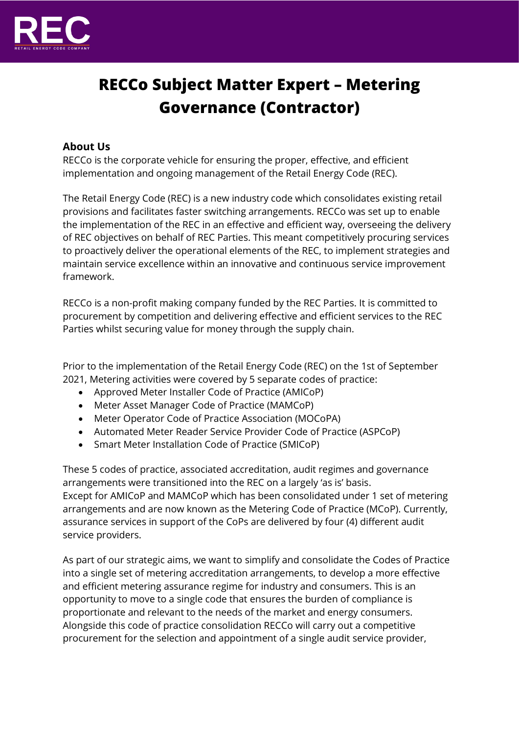# RECCo Subject Matter Expert – Metering Governance (Contractor)

## About Us

RECCo is the corporate vehicle for ensuring the proper, effective, and efficient implementation and ongoing management of the Retail Energy Code (REC).

The Retail Energy Code (REC) is a new industry code which consolidates existing retail provisions and facilitates faster switching arrangements. RECCo was set up to enable the implementation of the REC in an effective and efficient way, overseeing the delivery of REC objectives on behalf of REC Parties. This meant competitively procuring services to proactively deliver the operational elements of the REC, to implement strategies and maintain service excellence within an innovative and continuous service improvement framework.

RECCo is a non-profit making company funded by the REC Parties. It is committed to procurement by competition and delivering effective and efficient services to the REC Parties whilst securing value for money through the supply chain.

Prior to the implementation of the Retail Energy Code (REC) on the 1st of September 2021, Metering activities were covered by 5 separate codes of practice:

- Approved Meter Installer Code of Practice (AMICoP)
- Meter Asset Manager Code of Practice (MAMCoP)
- Meter Operator Code of Practice Association (MOCoPA)
- Automated Meter Reader Service Provider Code of Practice (ASPCoP)
- Smart Meter Installation Code of Practice (SMICoP)

These 5 codes of practice, associated accreditation, audit regimes and governance arrangements were transitioned into the REC on a largely 'as is' basis.
Except for AMICoP and MAMCoP which has been consolidated under 1 set of metering arrangements and are now known as the Metering Code of Practice (MCoP). Currently, assurance services in support of the CoPs are delivered by four (4) different audit service providers.

As part of our strategic aims, we want to simplify and consolidate the Codes of Practice into a single set of metering accreditation arrangements, to develop a more effective and efficient metering assurance regime for industry and consumers. This is an opportunity to move to a single code that ensures the burden of compliance is proportionate and relevant to the needs of the market and energy consumers. Alongside this code of practice consolidation RECCo will carry out a competitive procurement for the selection and appointment of a single audit service provider,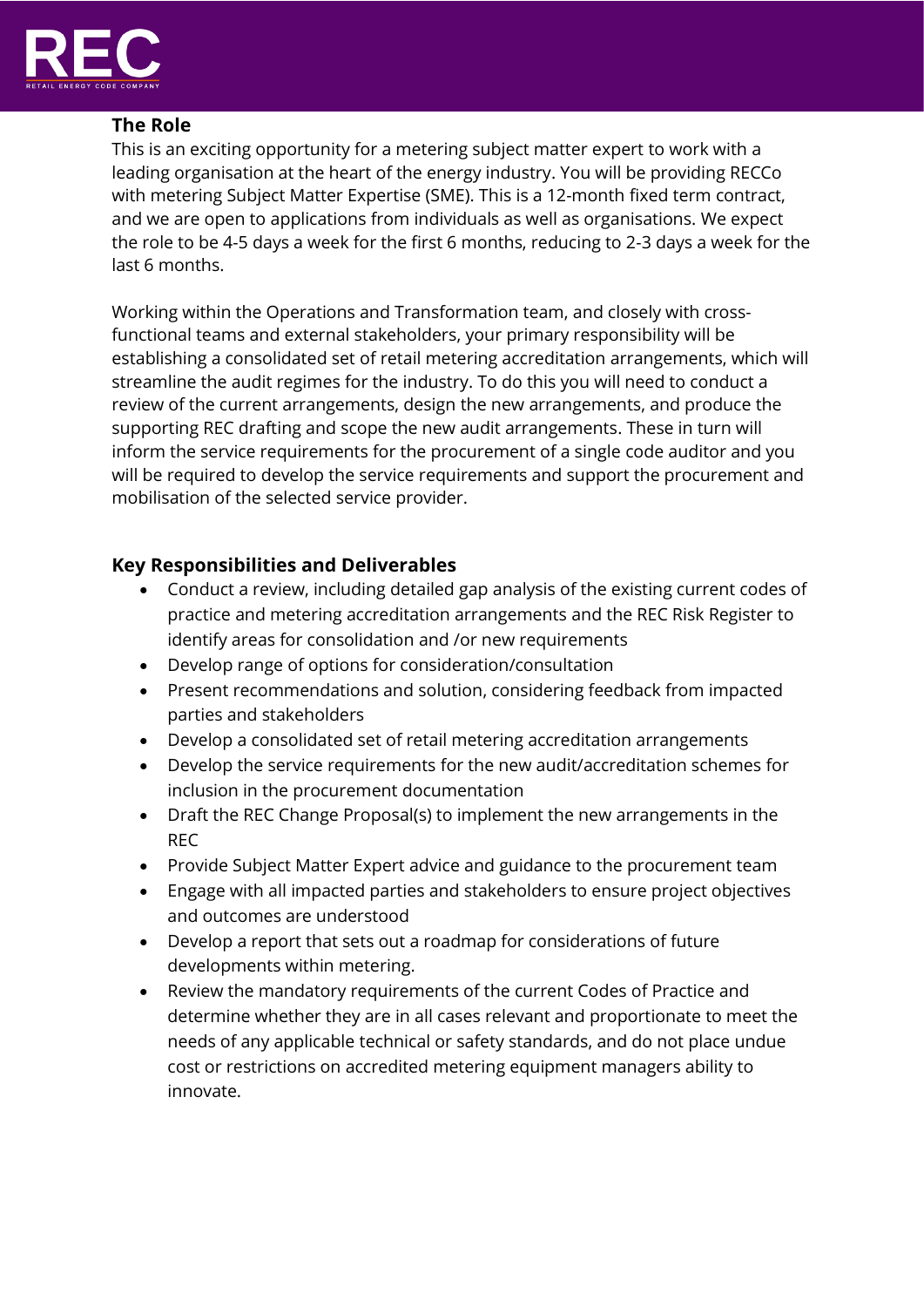**The Role**

This is an exciting opportunity for a metering subject matter expert to work with a leading organisation at the heart of the energy industry. You will be providing RECCo with metering Subject Matter Expertise (SME). This is a 12-month fixed term contract, and we are open to applications from individuals as well as organisations. We expect the role to be 4-5 days a week for the first 6 months, reducing to 2-3 days a week for the last 6 months.

Working within the Operations and Transformation team, and closely with cross-functional teams and external stakeholders, your primary responsibility will be establishing a consolidated set of retail metering accreditation arrangements, which will streamline the audit regimes for the industry. To do this you will need to conduct a review of the current arrangements, design the new arrangements, and produce the supporting REC drafting and scope the new audit arrangements. These in turn will inform the service requirements for the procurement of a single code auditor and you will be required to develop the service requirements and support the procurement and mobilisation of the selected service provider.

## Key Responsibilities and Deliverables

- Conduct a review, including detailed gap analysis of the existing current codes of practice and metering accreditation arrangements and the REC Risk Register to identify areas for consolidation and /or new requirements
- Develop range of options for consideration/consultation
- Present recommendations and solution, considering feedback from impacted parties and stakeholders
- Develop a consolidated set of retail metering accreditation arrangements
- Develop the service requirements for the new audit/accreditation schemes for inclusion in the procurement documentation
- Draft the REC Change Proposal(s) to implement the new arrangements in the REC
- Provide Subject Matter Expert advice and guidance to the procurement team
- Engage with all impacted parties and stakeholders to ensure project objectives and outcomes are understood
- Develop a report that sets out a roadmap for considerations of future developments within metering.
- Review the mandatory requirements of the current Codes of Practice and determine whether they are in all cases relevant and proportionate to meet the needs of any applicable technical or safety standards, and do not place undue cost or restrictions on accredited metering equipment managers ability to innovate.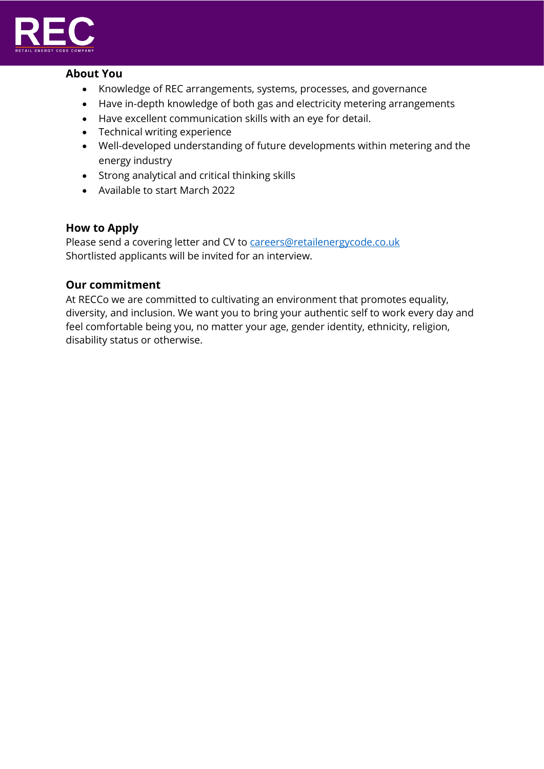## About You

- Knowledge of REC arrangements, systems, processes, and governance
- Have in-depth knowledge of both gas and electricity metering arrangements
- Have excellent communication skills with an eye for detail.
- Technical writing experience
- Well-developed understanding of future developments within metering and the energy industry
- Strong analytical and critical thinking skills
- Available to start March 2022

## How to Apply

Please send a covering letter and CV to careers@retailenergycode.co.uk
Shortlisted applicants will be invited for an interview.

## Our commitment

At RECCo we are committed to cultivating an environment that promotes equality, diversity, and inclusion. We want you to bring your authentic self to work every day and feel comfortable being you, no matter your age, gender identity, ethnicity, religion, disability status or otherwise.